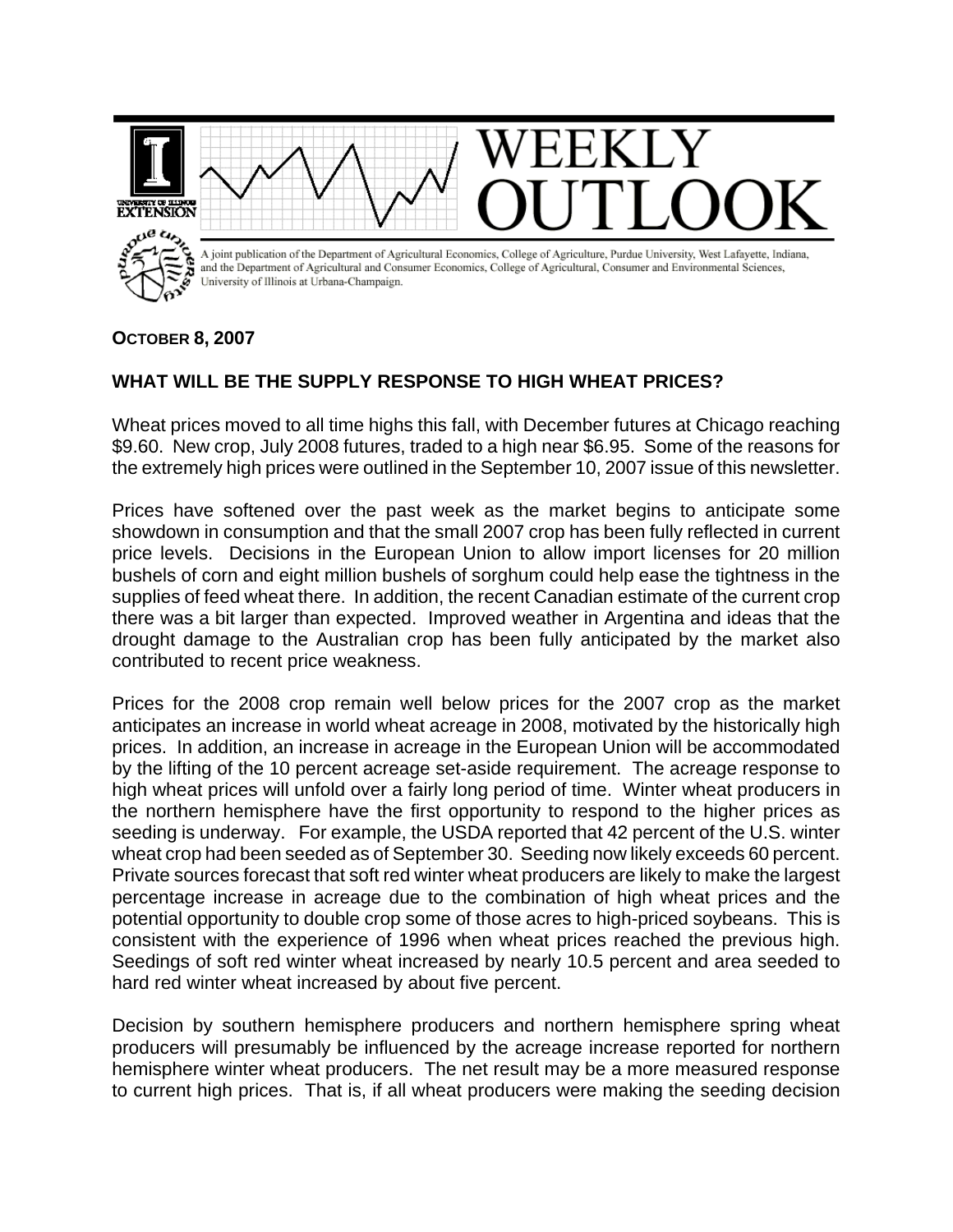# WEEKLY OUTLOOK

A joint publication of the Department of Agricultural Economics, College of Agriculture, Purdue University, West Lafayette, Indiana, and the Department of Agricultural and Consumer Economics, College of Agricultural, Consumer and Environmental Sciences, University of Illinois at Urbana-Champaign.

**OCTOBER 8, 2007**

## WHAT WILL BE THE SUPPLY RESPONSE TO HIGH WHEAT PRICES?

Wheat prices moved to all time highs this fall, with December futures at Chicago reaching $9.60. New crop, July 2008 futures, traded to a high near $6.95. Some of the reasons for the extremely high prices were outlined in the September 10, 2007 issue of this newsletter.

Prices have softened over the past week as the market begins to anticipate some showdown in consumption and that the small 2007 crop has been fully reflected in current price levels. Decisions in the European Union to allow import licenses for 20 million bushels of corn and eight million bushels of sorghum could help ease the tightness in the supplies of feed wheat there. In addition, the recent Canadian estimate of the current crop there was a bit larger than expected. Improved weather in Argentina and ideas that the drought damage to the Australian crop has been fully anticipated by the market also contributed to recent price weakness.

Prices for the 2008 crop remain well below prices for the 2007 crop as the market anticipates an increase in world wheat acreage in 2008, motivated by the historically high prices. In addition, an increase in acreage in the European Union will be accommodated by the lifting of the 10 percent acreage set-aside requirement. The acreage response to high wheat prices will unfold over a fairly long period of time. Winter wheat producers in the northern hemisphere have the first opportunity to respond to the higher prices as seeding is underway. For example, the USDA reported that 42 percent of the U.S. winter wheat crop had been seeded as of September 30. Seeding now likely exceeds 60 percent. Private sources forecast that soft red winter wheat producers are likely to make the largest percentage increase in acreage due to the combination of high wheat prices and the potential opportunity to double crop some of those acres to high-priced soybeans. This is consistent with the experience of 1996 when wheat prices reached the previous high. Seedings of soft red winter wheat increased by nearly 10.5 percent and area seeded to hard red winter wheat increased by about five percent.

Decision by southern hemisphere producers and northern hemisphere spring wheat producers will presumably be influenced by the acreage increase reported for northern hemisphere winter wheat producers. The net result may be a more measured response to current high prices. That is, if all wheat producers were making the seeding decision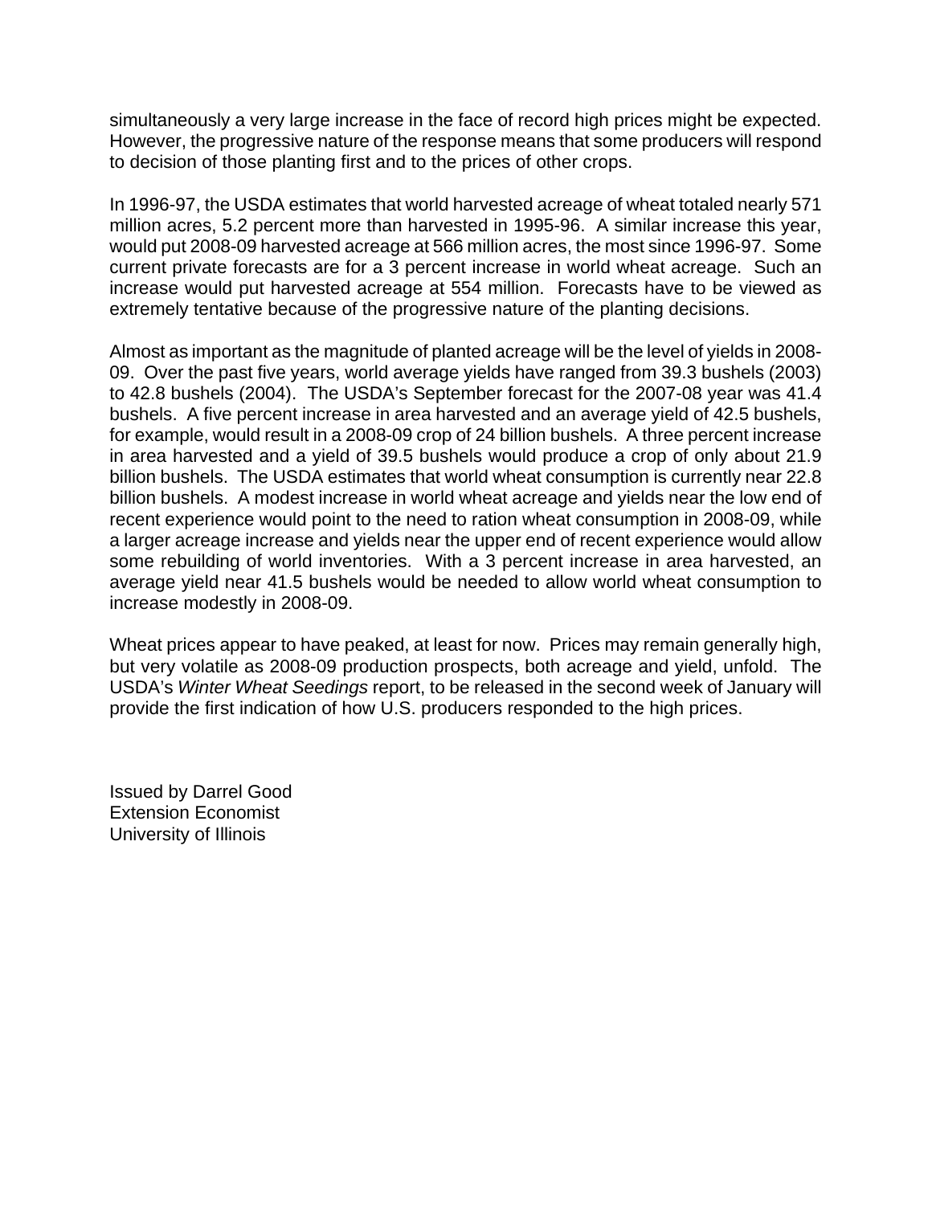simultaneously a very large increase in the face of record high prices might be expected. However, the progressive nature of the response means that some producers will respond to decision of those planting first and to the prices of other crops.

In 1996-97, the USDA estimates that world harvested acreage of wheat totaled nearly 571 million acres, 5.2 percent more than harvested in 1995-96. A similar increase this year, would put 2008-09 harvested acreage at 566 million acres, the most since 1996-97. Some current private forecasts are for a 3 percent increase in world wheat acreage. Such an increase would put harvested acreage at 554 million. Forecasts have to be viewed as extremely tentative because of the progressive nature of the planting decisions.

Almost as important as the magnitude of planted acreage will be the level of yields in 2008-09. Over the past five years, world average yields have ranged from 39.3 bushels (2003) to 42.8 bushels (2004). The USDA's September forecast for the 2007-08 year was 41.4 bushels. A five percent increase in area harvested and an average yield of 42.5 bushels, for example, would result in a 2008-09 crop of 24 billion bushels. A three percent increase in area harvested and a yield of 39.5 bushels would produce a crop of only about 21.9 billion bushels. The USDA estimates that world wheat consumption is currently near 22.8 billion bushels. A modest increase in world wheat acreage and yields near the low end of recent experience would point to the need to ration wheat consumption in 2008-09, while a larger acreage increase and yields near the upper end of recent experience would allow some rebuilding of world inventories. With a 3 percent increase in area harvested, an average yield near 41.5 bushels would be needed to allow world wheat consumption to increase modestly in 2008-09.

Wheat prices appear to have peaked, at least for now. Prices may remain generally high, but very volatile as 2008-09 production prospects, both acreage and yield, unfold. The USDA's *Winter Wheat Seedings* report, to be released in the second week of January will provide the first indication of how U.S. producers responded to the high prices.

Issued by Darrel Good
Extension Economist
University of Illinois